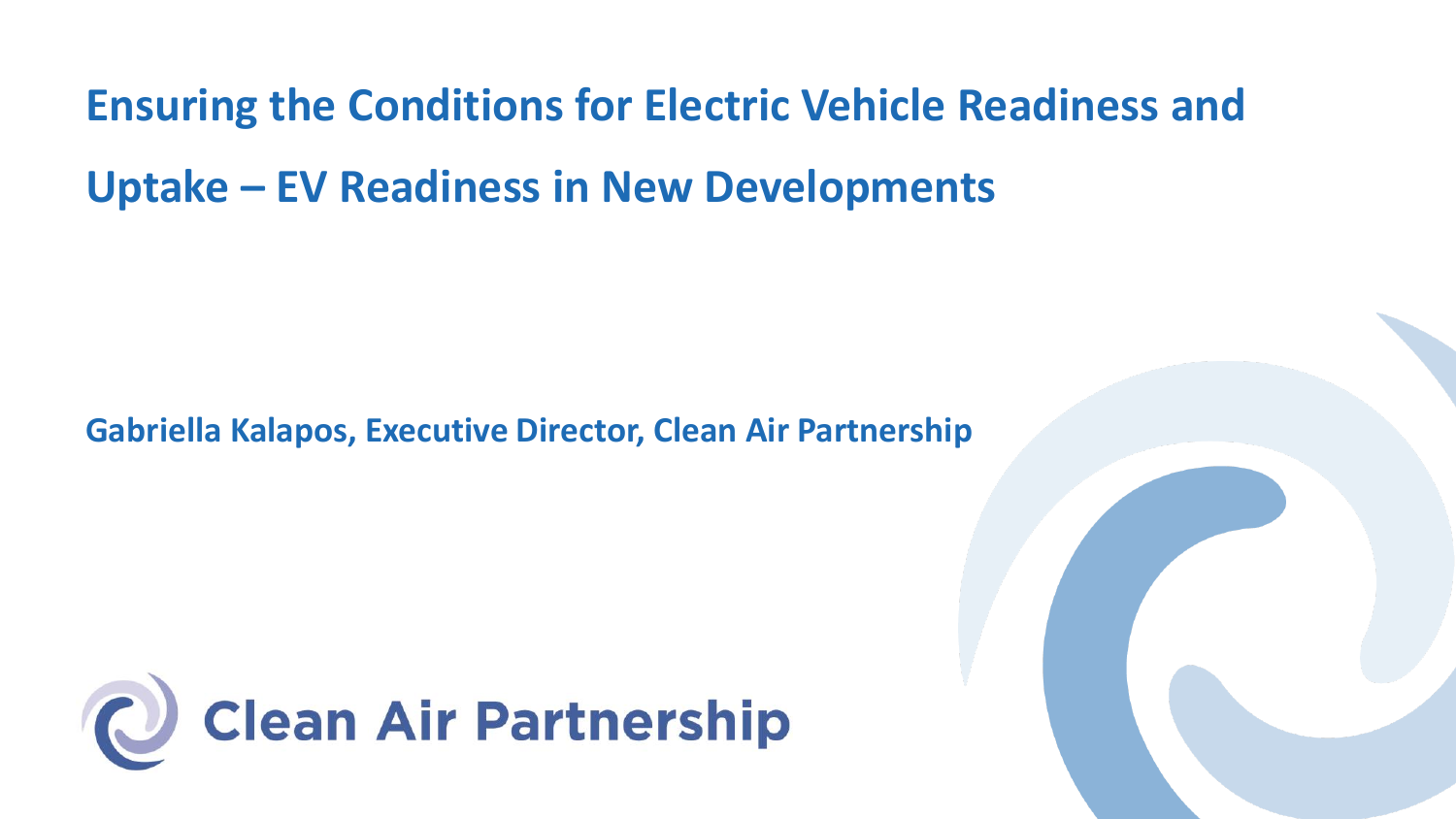# Ensuring the Conditions for Electric Vehicle Readiness and Uptake – EV Readiness in New Developments

**Gabriella Kalapos, Executive Director, Clean Air Partnership**

Clean Air Partnership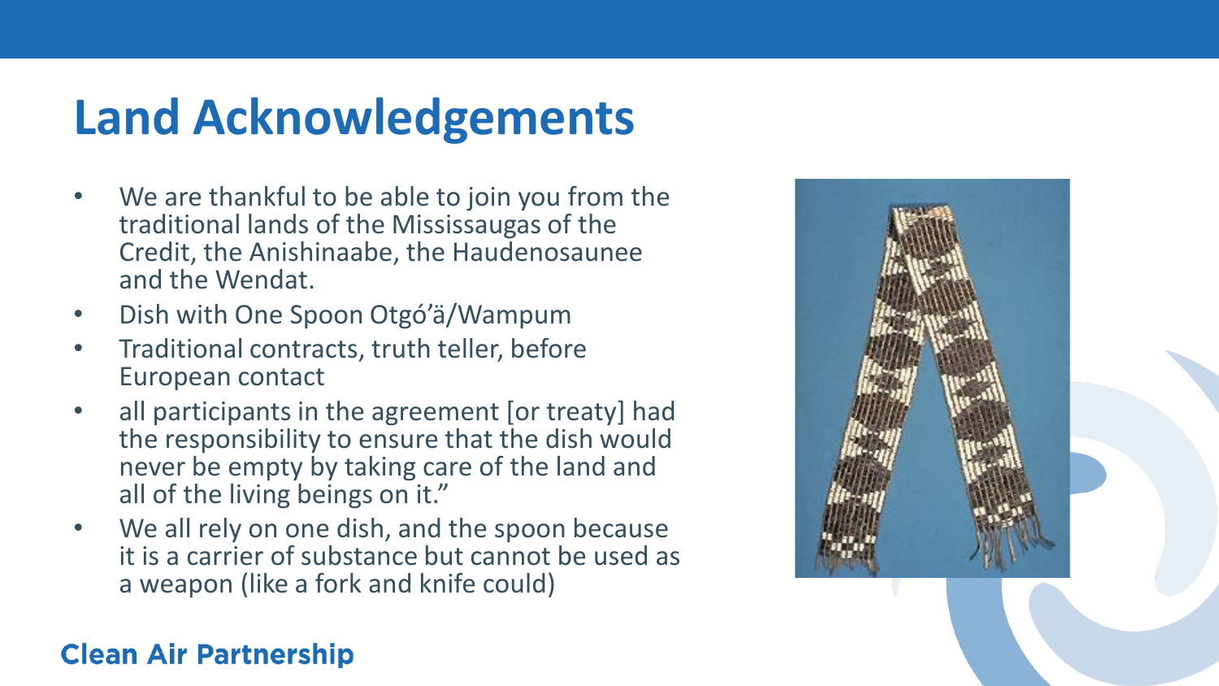# Land Acknowledgements

- We are thankful to be able to join you from the traditional lands of the Mississaugas of the Credit, the Anishinaabe, the Haudenosaunee and the Wendat.
- Dish with One Spoon Otgó'ä/Wampum
- Traditional contracts, truth teller, before European contact
- all participants in the agreement [or treaty] had the responsibility to ensure that the dish would never be empty by taking care of the land and all of the living beings on it."
- We all rely on one dish, and the spoon because it is a carrier of substance but cannot be used as a weapon (like a fork and knife could)

**Clean Air Partnership**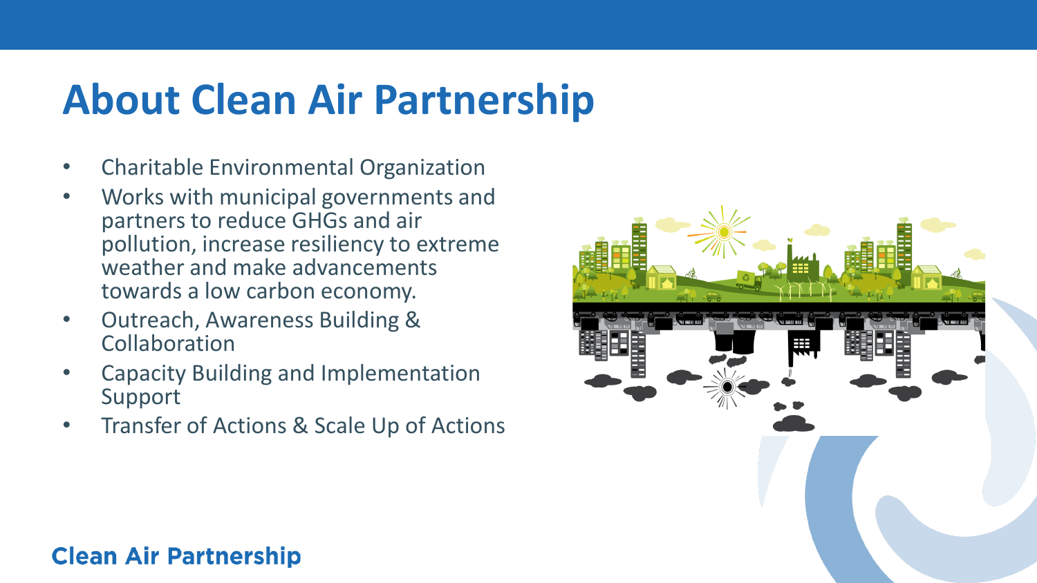# About Clean Air Partnership

- Charitable Environmental Organization
- Works with municipal governments and partners to reduce GHGs and air pollution, increase resiliency to extreme weather and make advancements towards a low carbon economy.
- Outreach, Awareness Building & Collaboration
- Capacity Building and Implementation Support
- Transfer of Actions & Scale Up of Actions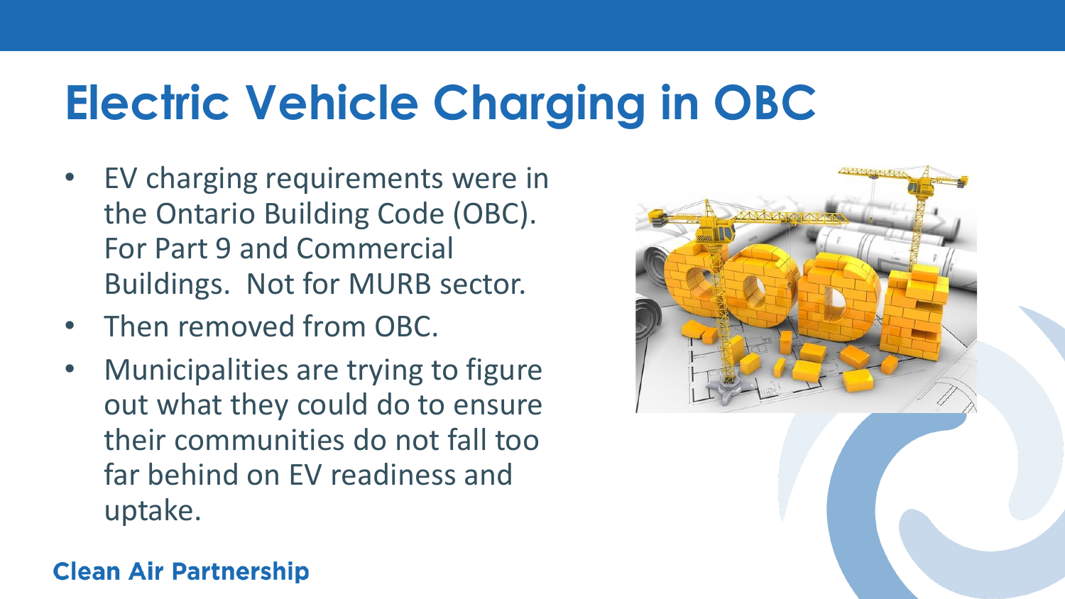# Electric Vehicle Charging in OBC

- EV charging requirements were in the Ontario Building Code (OBC). For Part 9 and Commercial Buildings. Not for MURB sector.
- Then removed from OBC.
- Municipalities are trying to figure out what they could do to ensure their communities do not fall too far behind on EV readiness and uptake.

**Clean Air Partnership**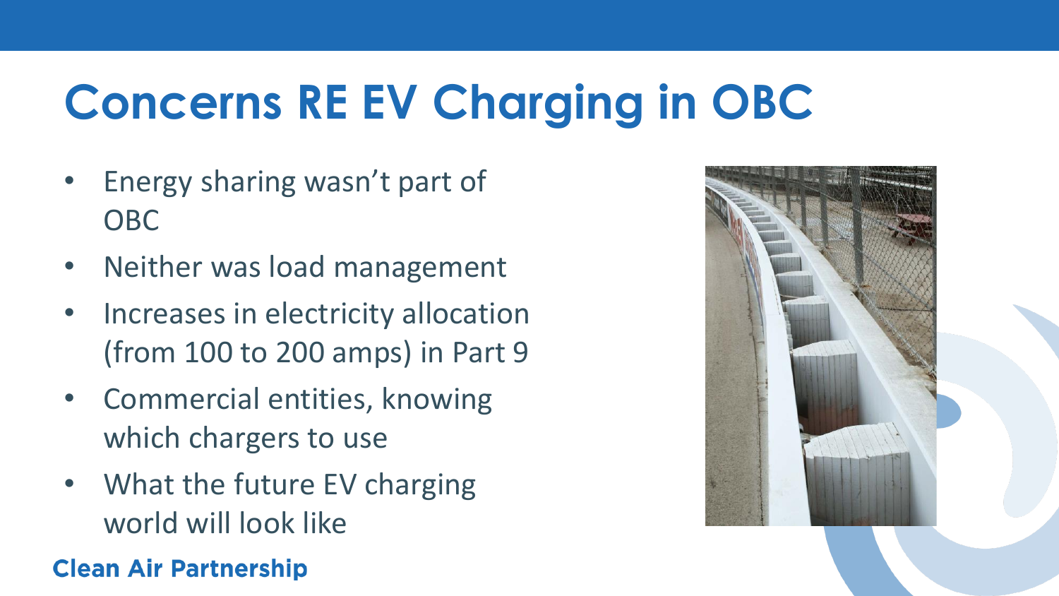# Concerns RE EV Charging in OBC

- Energy sharing wasn't part of OBC
- Neither was load management
- Increases in electricity allocation (from 100 to 200 amps) in Part 9
- Commercial entities, knowing which chargers to use
- What the future EV charging world will look like

**Clean Air Partnership**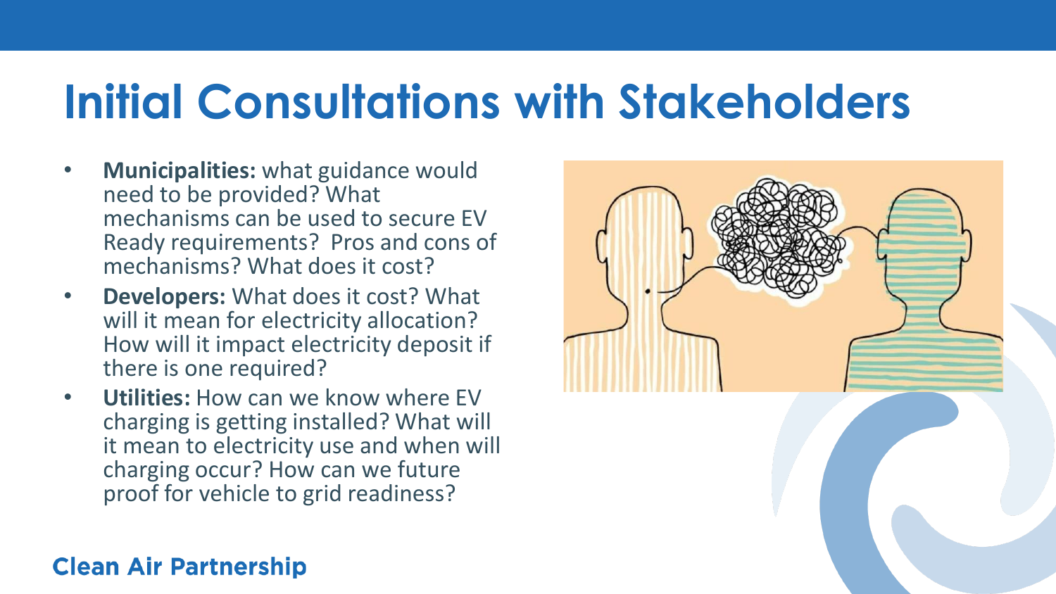# Initial Consultations with Stakeholders

- **Municipalities:** what guidance would need to be provided? What mechanisms can be used to secure EV Ready requirements? Pros and cons of mechanisms? What does it cost?
- **Developers:** What does it cost? What will it mean for electricity allocation? How will it impact electricity deposit if there is one required?
- **Utilities:** How can we know where EV charging is getting installed? What will it mean to electricity use and when will charging occur? How can we future proof for vehicle to grid readiness?

**Clean Air Partnership**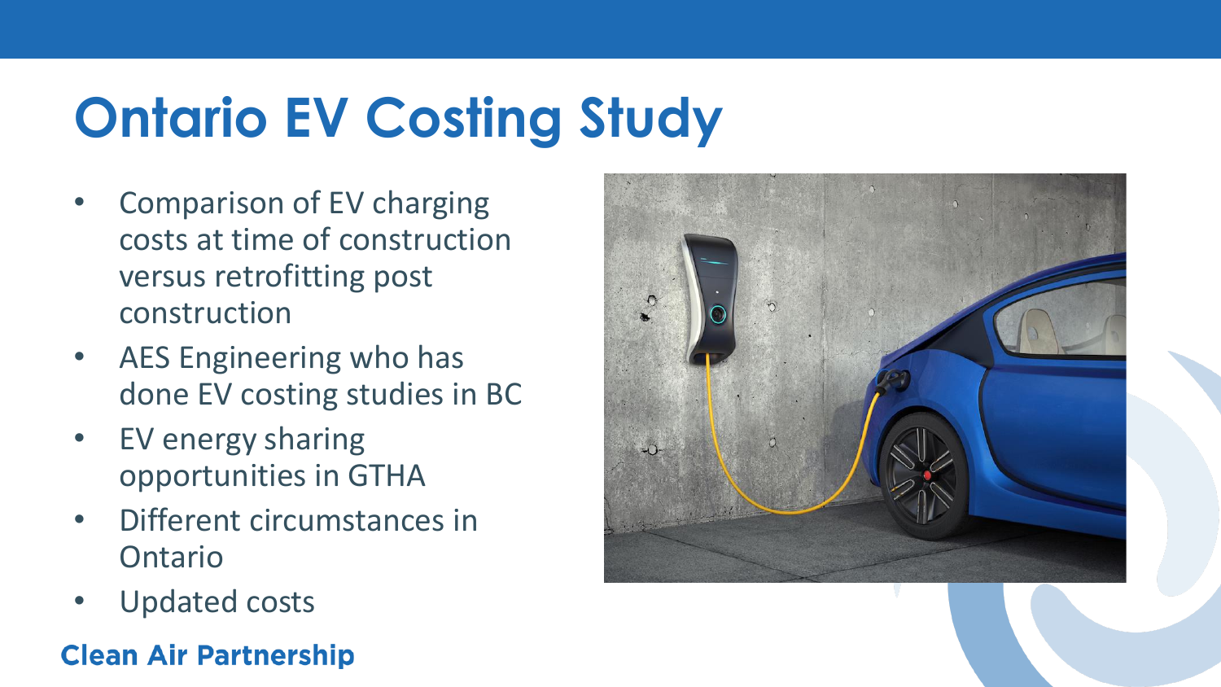# Ontario EV Costing Study

- Comparison of EV charging costs at time of construction versus retrofitting post construction
- AES Engineering who has done EV costing studies in BC
- EV energy sharing opportunities in GTHA
- Different circumstances in Ontario
- Updated costs

**Clean Air Partnership**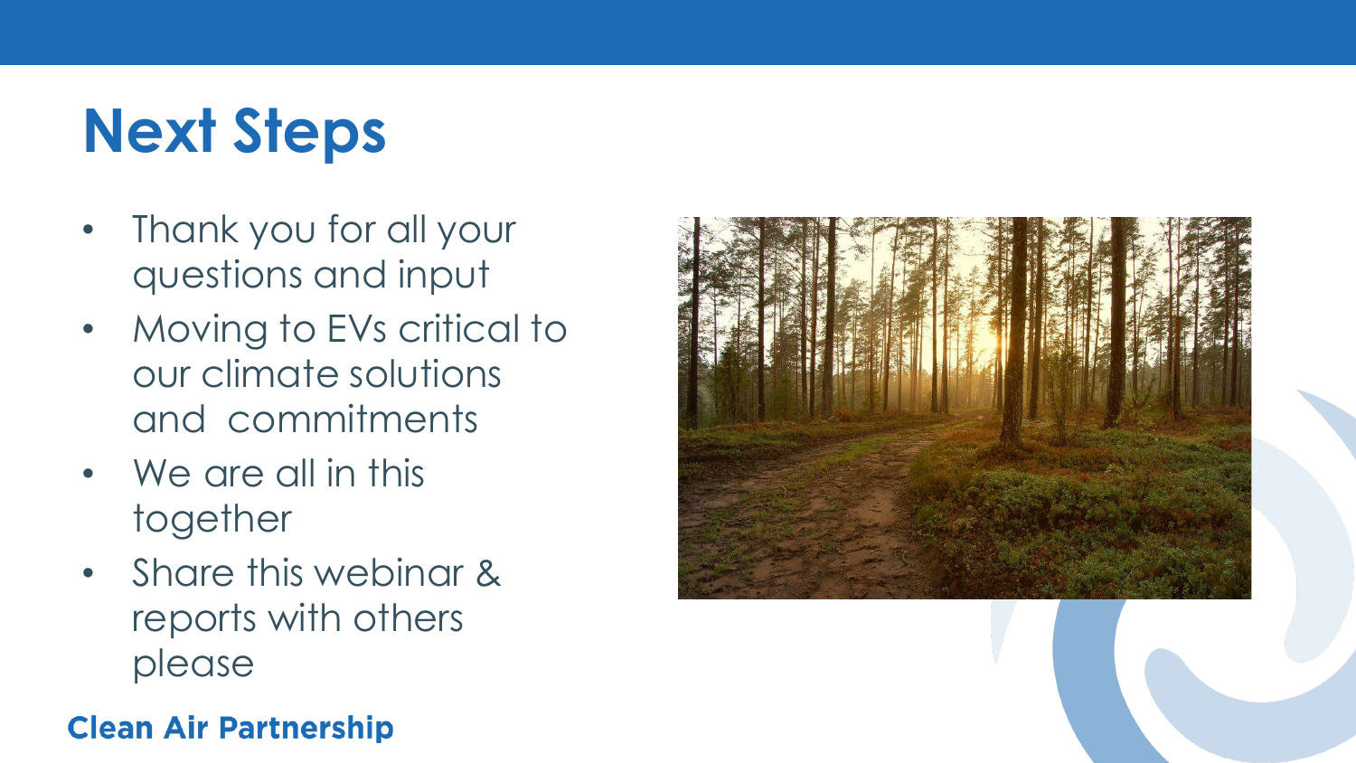# Next Steps

- Thank you for all your questions and input
- Moving to EVs critical to our climate solutions and commitments
- We are all in this together
- Share this webinar & reports with others please

**Clean Air Partnership**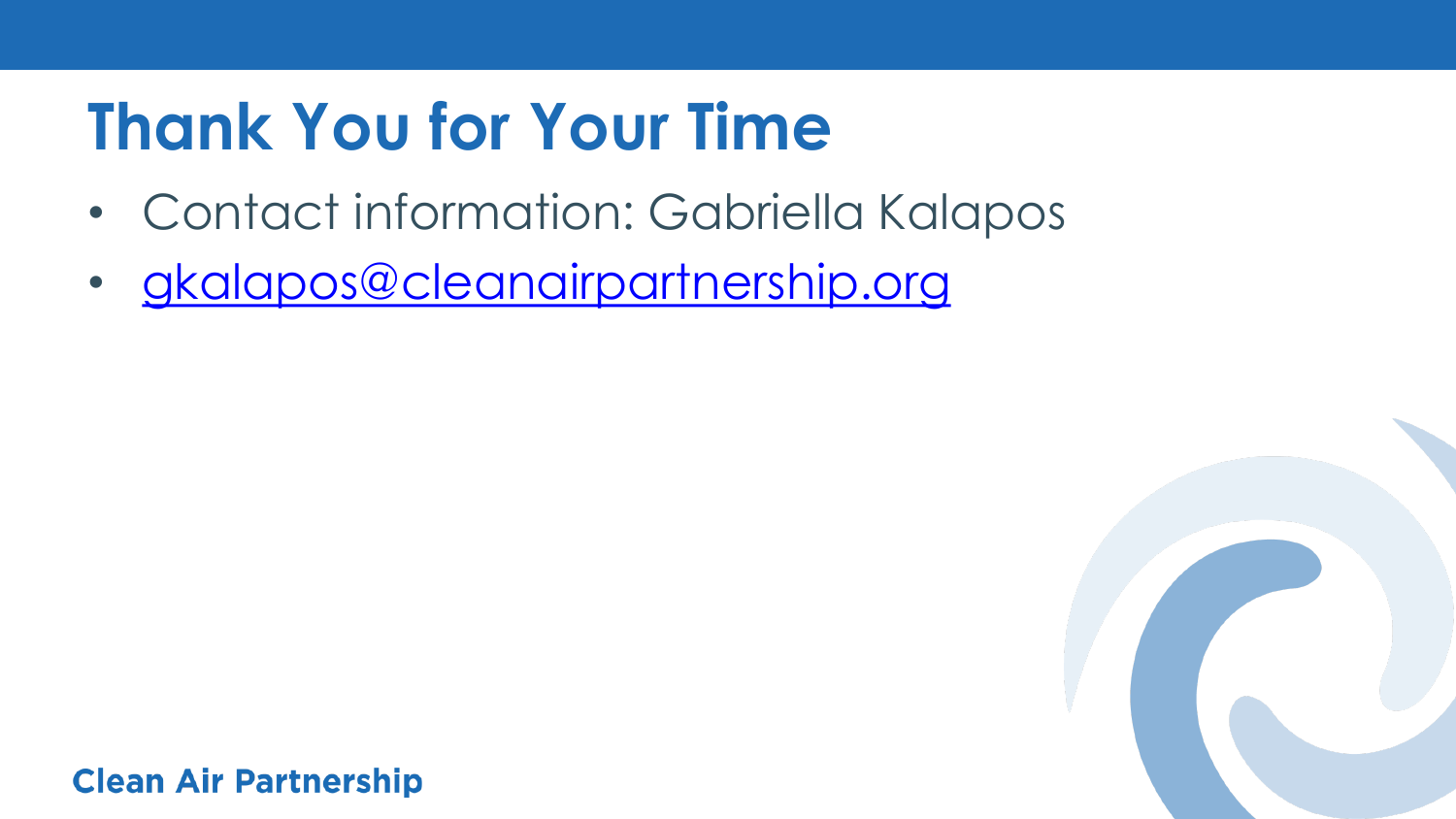# Thank You for Your Time

- Contact information: Gabriella Kalapos
- gkalapos@cleanairpartnership.org

Clean Air Partnership